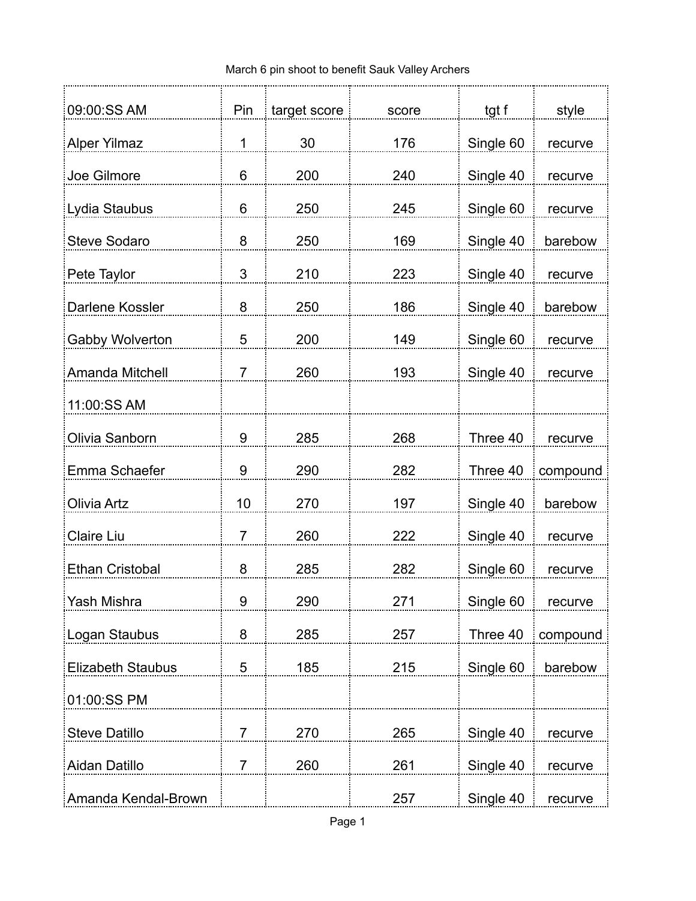March 6 pin shoot to benefit Sauk Valley Archers

| 09:00:SS AM | Pin | target score | score | tgt f | style |
|---|---|---|---|---|---|
| Alper Yilmaz | 1 | 30 | 176 | Single 60 | recurve |
| Joe Gilmore | 6 | 200 | 240 | Single 40 | recurve |
| Lydia Staubus | 6 | 250 | 245 | Single 60 | recurve |
| Steve Sodaro | 8 | 250 | 169 | Single 40 | barebow |
| Pete Taylor | 3 | 210 | 223 | Single 40 | recurve |
| Darlene Kossler | 8 | 250 | 186 | Single 40 | barebow |
| Gabby Wolverton | 5 | 200 | 149 | Single 60 | recurve |
| Amanda Mitchell | 7 | 260 | 193 | Single 40 | recurve |
| 11:00:SS AM | | | | | |
| Olivia Sanborn | 9 | 285 | 268 | Three 40 | recurve |
| Emma Schaefer | 9 | 290 | 282 | Three 40 | compound |
| Olivia Artz | 10 | 270 | 197 | Single 40 | barebow |
| Claire Liu | 7 | 260 | 222 | Single 40 | recurve |
| Ethan Cristobal | 8 | 285 | 282 | Single 60 | recurve |
| Yash Mishra | 9 | 290 | 271 | Single 60 | recurve |
| Logan Staubus | 8 | 285 | 257 | Three 40 | compound |
| Elizabeth Staubus | 5 | 185 | 215 | Single 60 | barebow |
| 01:00:SS PM | | | | | |
| Steve Datillo | 7 | 270 | 265 | Single 40 | recurve |
| Aidan Datillo | 7 | 260 | 261 | Single 40 | recurve |
| Amanda Kendal-Brown | | | 257 | Single 40 | recurve |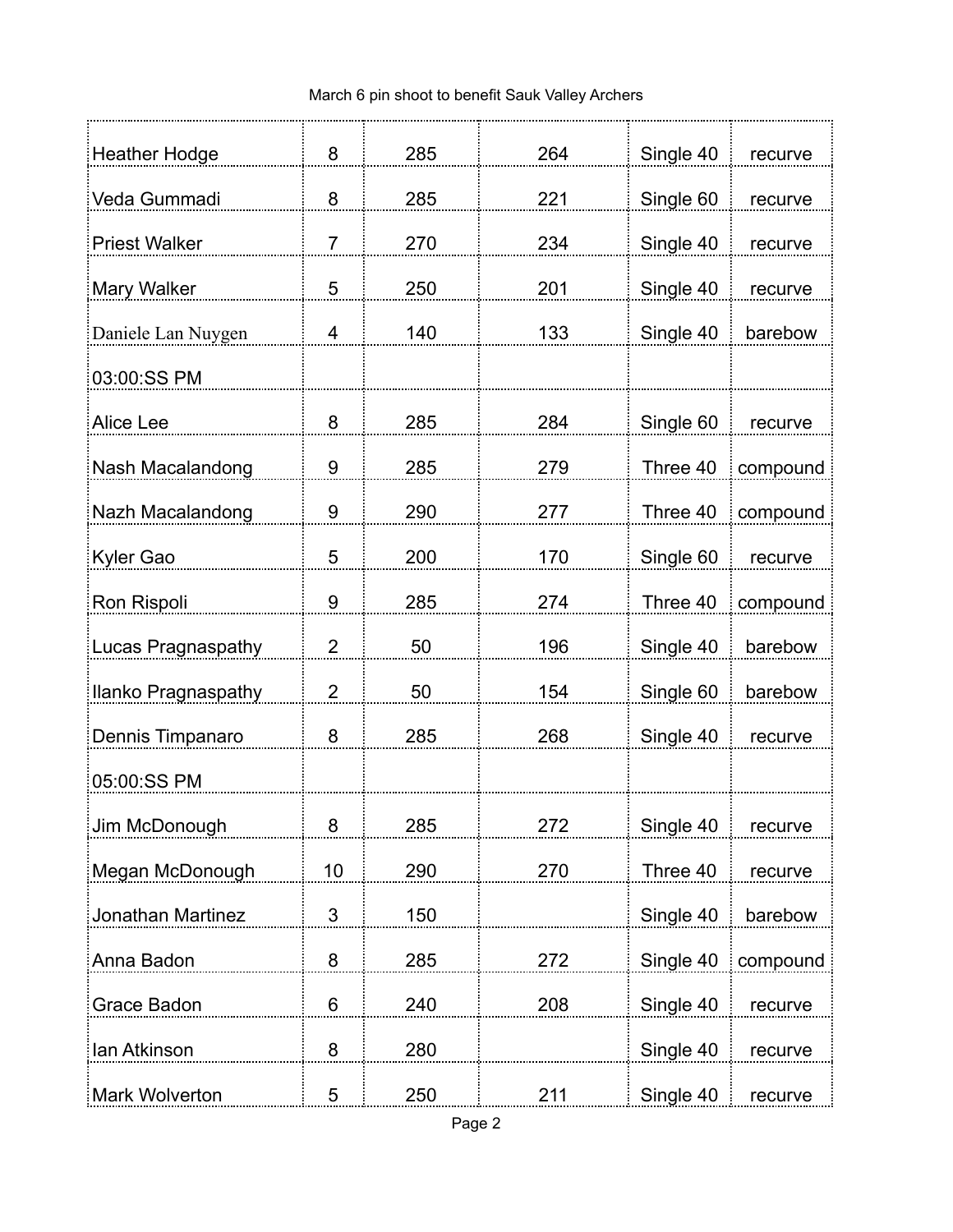March 6 pin shoot to benefit Sauk Valley Archers

| | | | | | |
|---|---|---|---|---|---|
| Heather Hodge | 8 | 285 | 264 | Single 40 | recurve |
| Veda Gummadi | 8 | 285 | 221 | Single 60 | recurve |
| Priest Walker | 7 | 270 | 234 | Single 40 | recurve |
| Mary Walker | 5 | 250 | 201 | Single 40 | recurve |
| Daniele Lan Nuygen | 4 | 140 | 133 | Single 40 | barebow |
| 03:00:SS PM | | | | | |
| Alice Lee | 8 | 285 | 284 | Single 60 | recurve |
| Nash Macalandong | 9 | 285 | 279 | Three 40 | compound |
| Nazh Macalandong | 9 | 290 | 277 | Three 40 | compound |
| Kyler Gao | 5 | 200 | 170 | Single 60 | recurve |
| Ron Rispoli | 9 | 285 | 274 | Three 40 | compound |
| Lucas Pragnaspathy | 2 | 50 | 196 | Single 40 | barebow |
| Ilanko Pragnaspathy | 2 | 50 | 154 | Single 60 | barebow |
| Dennis Timpanaro | 8 | 285 | 268 | Single 40 | recurve |
| 05:00:SS PM | | | | | |
| Jim McDonough | 8 | 285 | 272 | Single 40 | recurve |
| Megan McDonough | 10 | 290 | 270 | Three 40 | recurve |
| Jonathan Martinez | 3 | 150 | | Single 40 | barebow |
| Anna Badon | 8 | 285 | 272 | Single 40 | compound |
| Grace Badon | 6 | 240 | 208 | Single 40 | recurve |
| Ian Atkinson | 8 | 280 | | Single 40 | recurve |
| Mark Wolverton | 5 | 250 | 211 | Single 40 | recurve |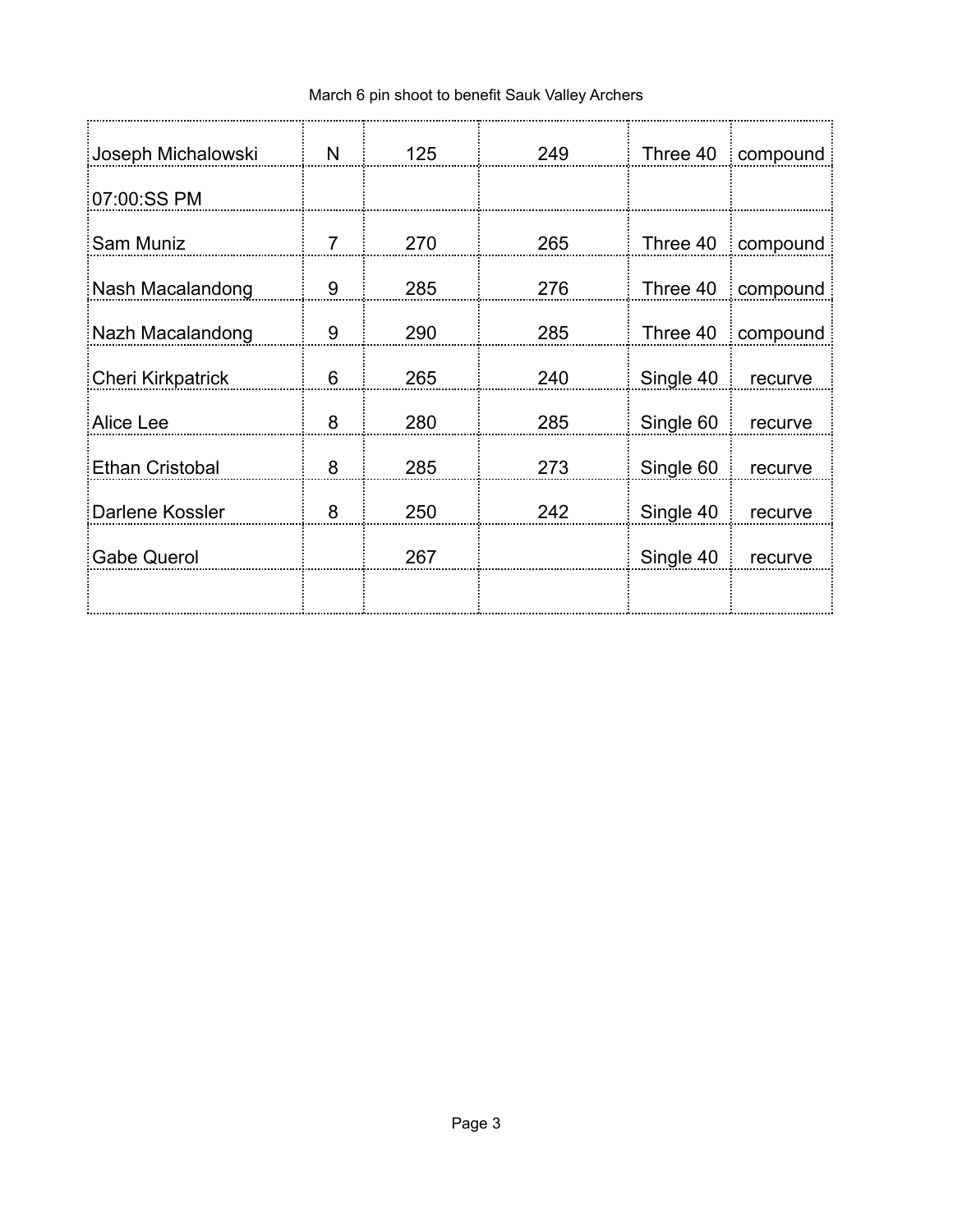March 6 pin shoot to benefit Sauk Valley Archers

| | | | | | |
|---|---|---|---|---|---|
| Joseph Michalowski | N | 125 | 249 | Three 40 | compound |
| 07:00:SS PM | | | | | |
| Sam Muniz | 7 | 270 | 265 | Three 40 | compound |
| Nash Macalandong | 9 | 285 | 276 | Three 40 | compound |
| Nazh Macalandong | 9 | 290 | 285 | Three 40 | compound |
| Cheri Kirkpatrick | 6 | 265 | 240 | Single 40 | recurve |
| Alice Lee | 8 | 280 | 285 | Single 60 | recurve |
| Ethan Cristobal | 8 | 285 | 273 | Single 60 | recurve |
| Darlene Kossler | 8 | 250 | 242 | Single 40 | recurve |
| Gabe Querol | | 267 | | Single 40 | recurve |
| | | | | | |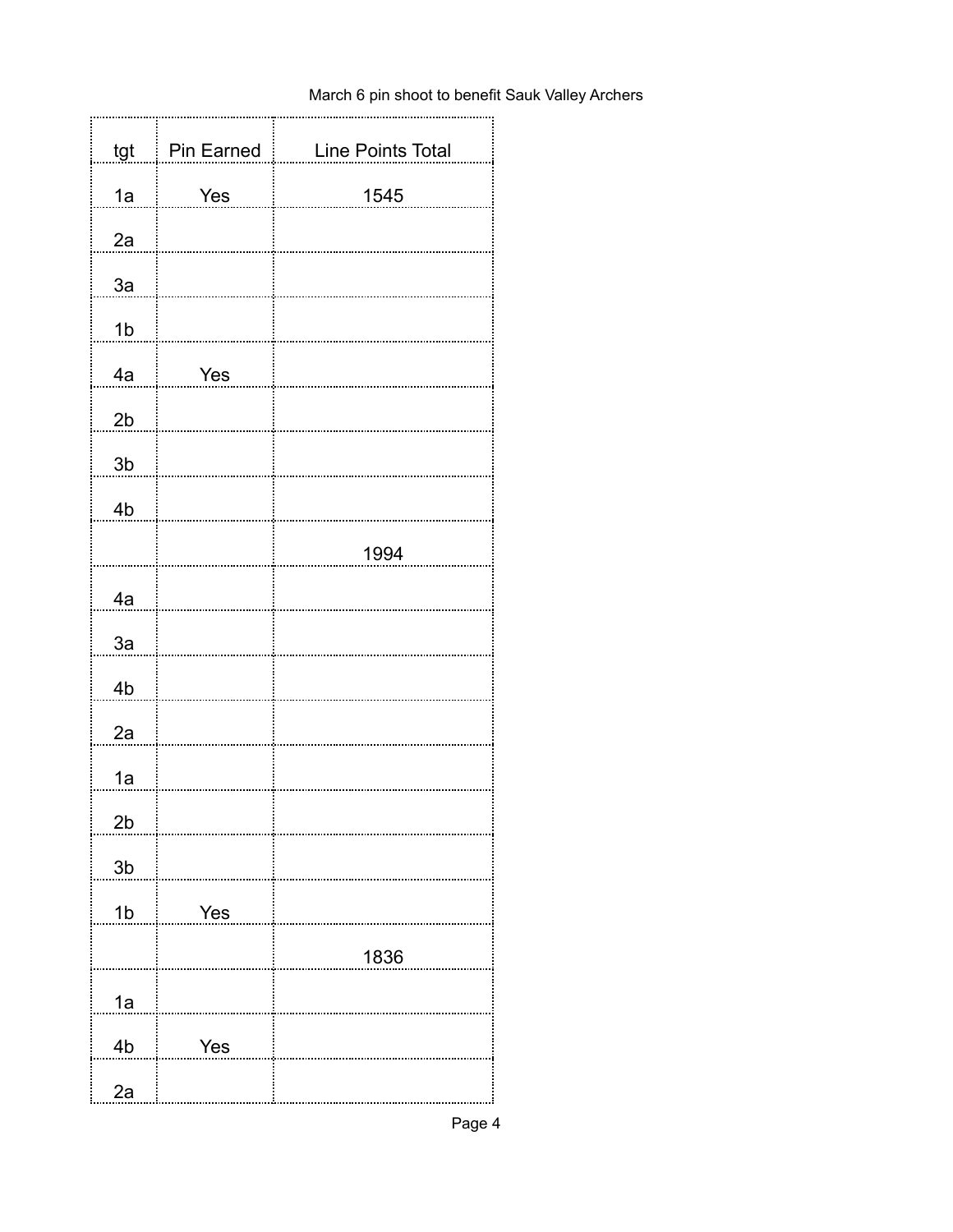March 6 pin shoot to benefit Sauk Valley Archers

| tgt | Pin Earned | Line Points Total |
|---|---|---|
| 1a | Yes | 1545 |
| 2a | | |
| 3a | | |
| 1b | | |
| 4a | Yes | |
| 2b | | |
| 3b | | |
| 4b | | |
| | | 1994 |
| 4a | | |
| 3a | | |
| 4b | | |
| 2a | | |
| 1a | | |
| 2b | | |
| 3b | | |
| 1b | Yes | |
| | | 1836 |
| 1a | | |
| 4b | Yes | |
| 2a | | |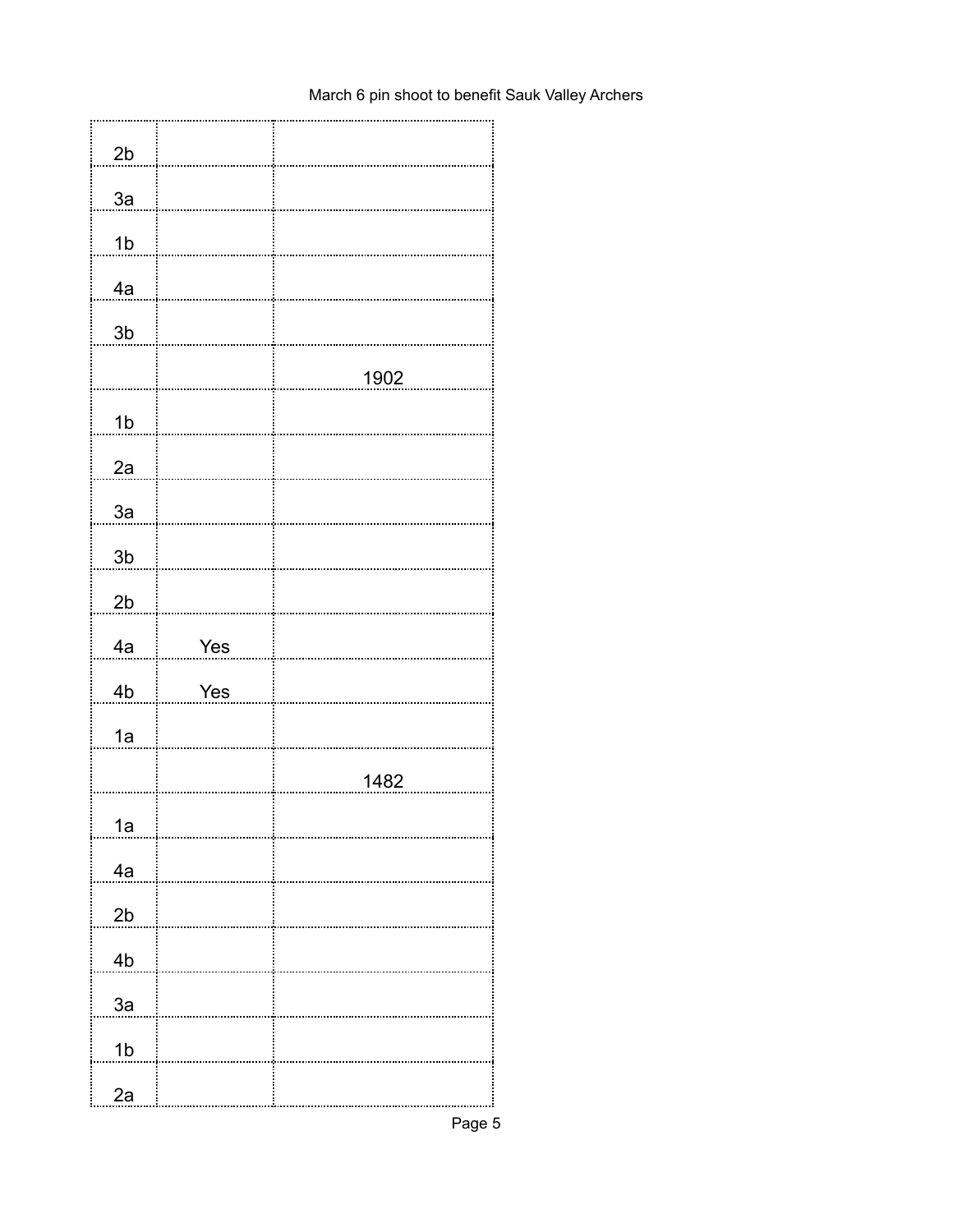March 6 pin shoot to benefit Sauk Valley Archers

| | | |
|---|---|---|
| 2b | | |
| 3a | | |
| 1b | | |
| 4a | | |
| 3b | | |
| | | 1902 |
| 1b | | |
| 2a | | |
| 3a | | |
| 3b | | |
| 2b | | |
| 4a | Yes | |
| 4b | Yes | |
| 1a | | |
| | | 1482 |
| 1a | | |
| 4a | | |
| 2b | | |
| 4b | | |
| 3a | | |
| 1b | | |
| 2a | | |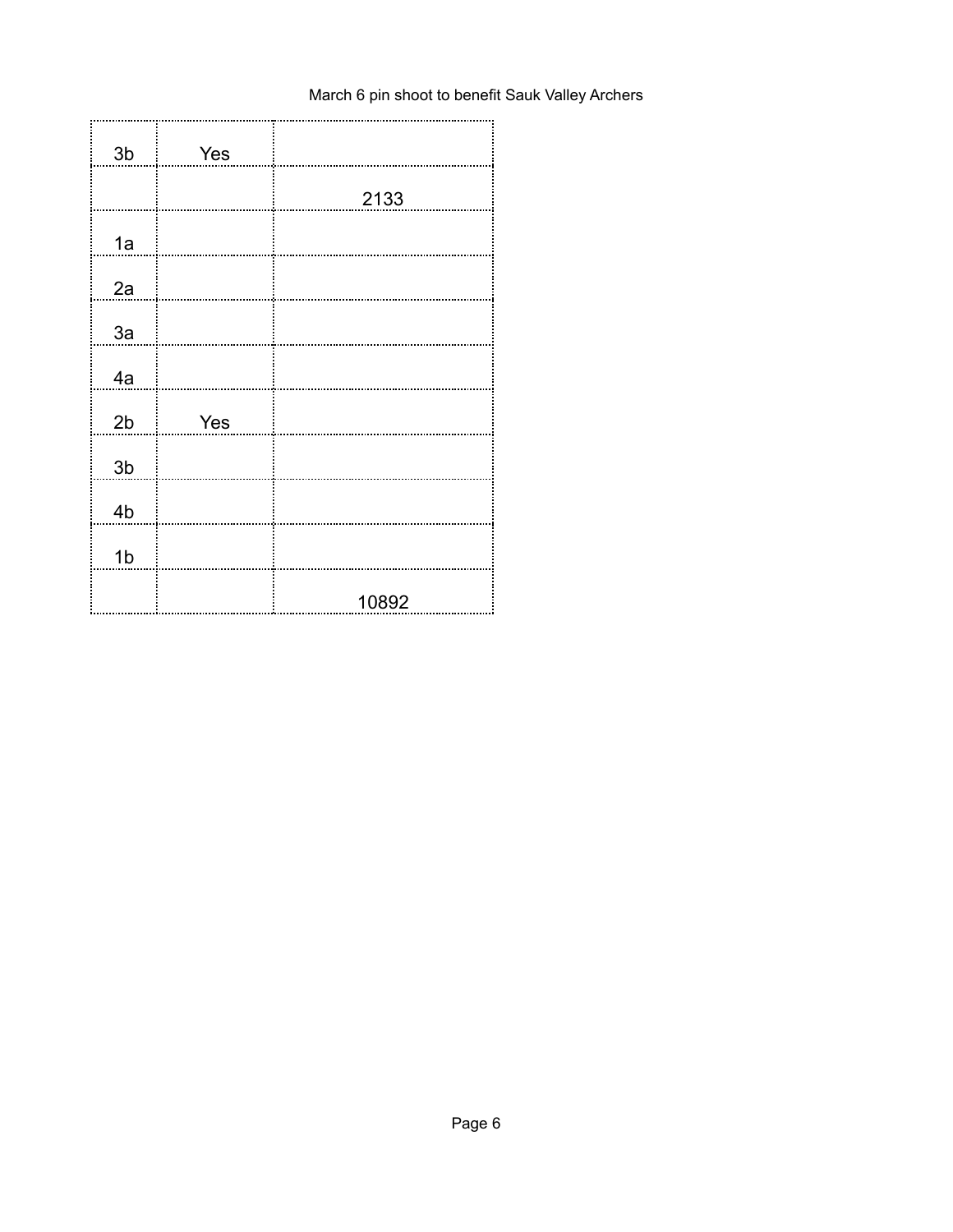| | | |
|---|---|---|
| 3b | Yes | |
| | | 2133 |
| 1a | | |
| 2a | | |
| 3a | | |
| 4a | | |
| 2b | Yes | |
| 3b | | |
| 4b | | |
| 1b | | |
| | | 10892 |